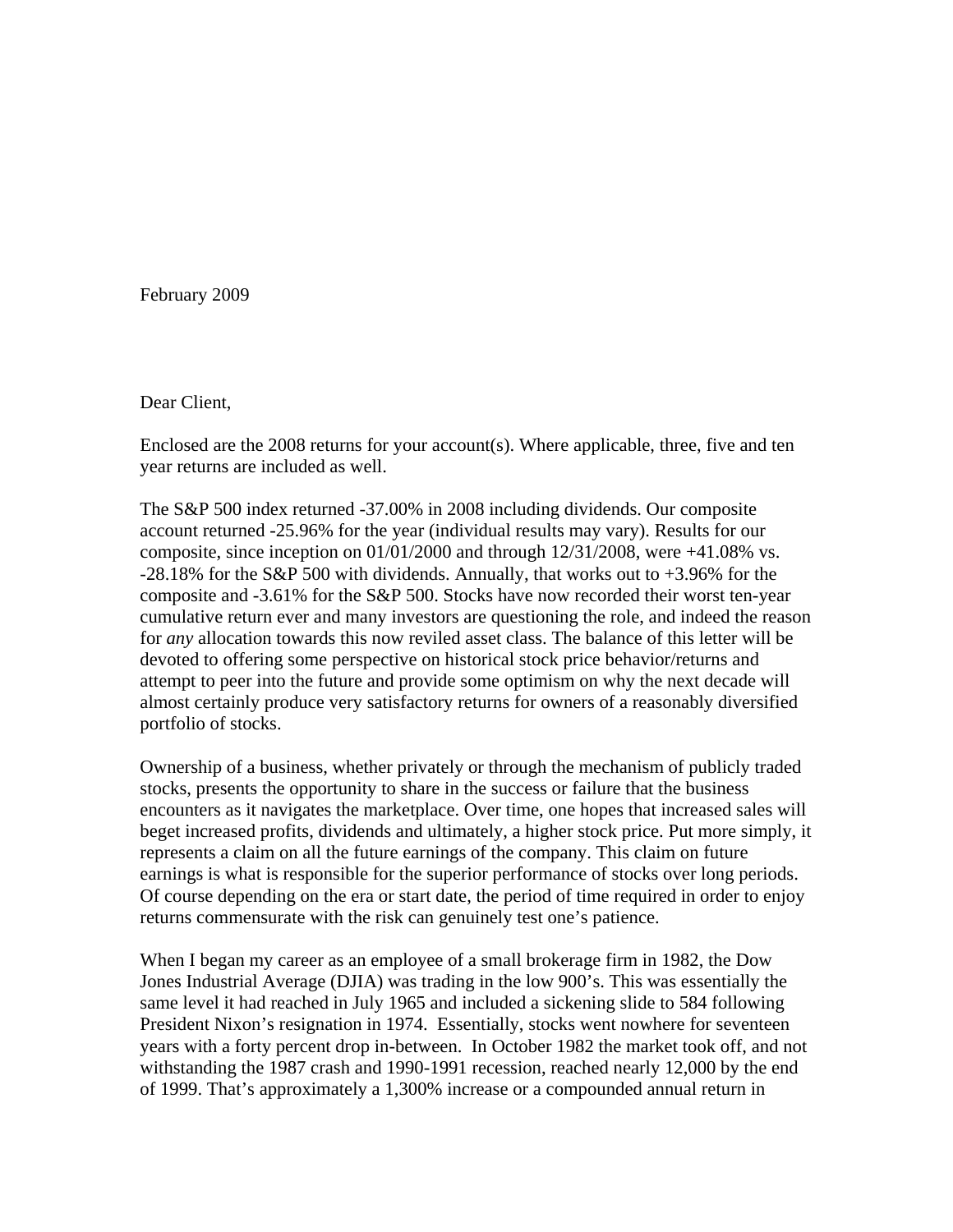February 2009

Dear Client,

Enclosed are the 2008 returns for your account(s). Where applicable, three, five and ten year returns are included as well.

The S&P 500 index returned -37.00% in 2008 including dividends. Our composite account returned -25.96% for the year (individual results may vary). Results for our composite, since inception on 01/01/2000 and through 12/31/2008, were +41.08% vs. -28.18% for the S&P 500 with dividends. Annually, that works out to +3.96% for the composite and -3.61% for the S&P 500. Stocks have now recorded their worst ten-year cumulative return ever and many investors are questioning the role, and indeed the reason for *any* allocation towards this now reviled asset class. The balance of this letter will be devoted to offering some perspective on historical stock price behavior/returns and attempt to peer into the future and provide some optimism on why the next decade will almost certainly produce very satisfactory returns for owners of a reasonably diversified portfolio of stocks.

Ownership of a business, whether privately or through the mechanism of publicly traded stocks, presents the opportunity to share in the success or failure that the business encounters as it navigates the marketplace. Over time, one hopes that increased sales will beget increased profits, dividends and ultimately, a higher stock price. Put more simply, it represents a claim on all the future earnings of the company. This claim on future earnings is what is responsible for the superior performance of stocks over long periods. Of course depending on the era or start date, the period of time required in order to enjoy returns commensurate with the risk can genuinely test one's patience.

When I began my career as an employee of a small brokerage firm in 1982, the Dow Jones Industrial Average (DJIA) was trading in the low 900's. This was essentially the same level it had reached in July 1965 and included a sickening slide to 584 following President Nixon's resignation in 1974. Essentially, stocks went nowhere for seventeen years with a forty percent drop in-between. In October 1982 the market took off, and not withstanding the 1987 crash and 1990-1991 recession, reached nearly 12,000 by the end of 1999. That's approximately a 1,300% increase or a compounded annual return in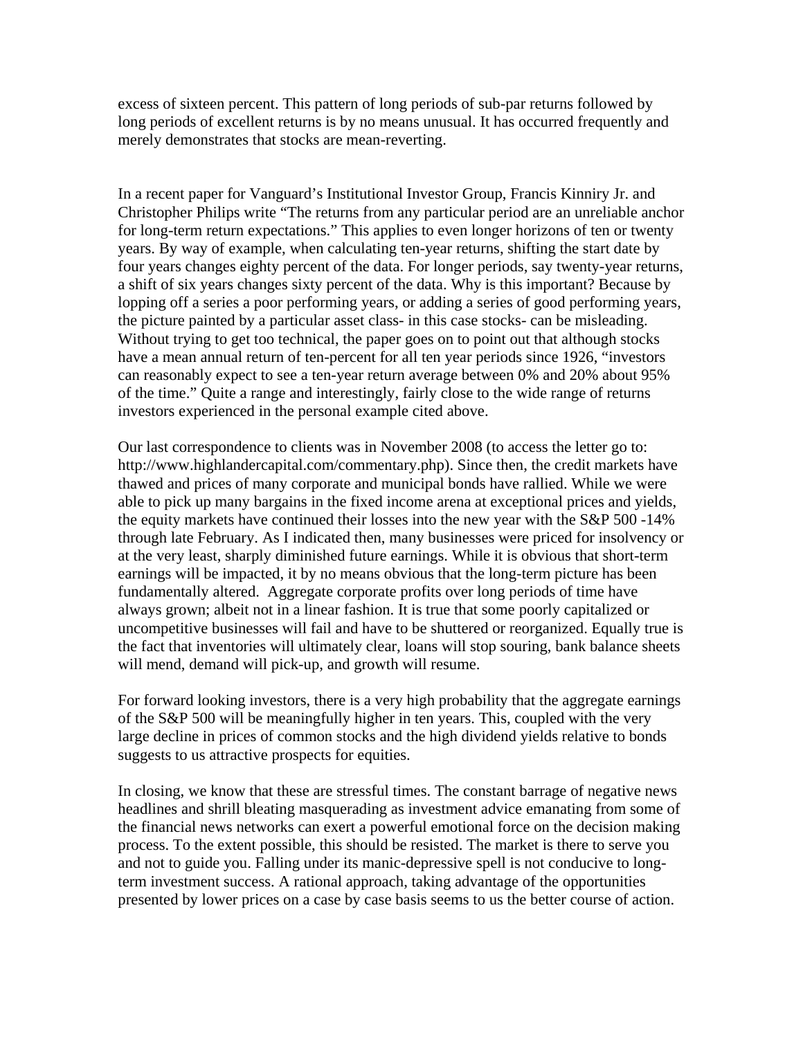excess of sixteen percent. This pattern of long periods of sub-par returns followed by long periods of excellent returns is by no means unusual. It has occurred frequently and merely demonstrates that stocks are mean-reverting.

In a recent paper for Vanguard's Institutional Investor Group, Francis Kinniry Jr. and Christopher Philips write "The returns from any particular period are an unreliable anchor for long-term return expectations." This applies to even longer horizons of ten or twenty years. By way of example, when calculating ten-year returns, shifting the start date by four years changes eighty percent of the data. For longer periods, say twenty-year returns, a shift of six years changes sixty percent of the data. Why is this important? Because by lopping off a series a poor performing years, or adding a series of good performing years, the picture painted by a particular asset class- in this case stocks- can be misleading. Without trying to get too technical, the paper goes on to point out that although stocks have a mean annual return of ten-percent for all ten year periods since 1926, "investors can reasonably expect to see a ten-year return average between 0% and 20% about 95% of the time." Quite a range and interestingly, fairly close to the wide range of returns investors experienced in the personal example cited above.

Our last correspondence to clients was in November 2008 (to access the letter go to: http://www.highlandercapital.com/commentary.php). Since then, the credit markets have thawed and prices of many corporate and municipal bonds have rallied. While we were able to pick up many bargains in the fixed income arena at exceptional prices and yields, the equity markets have continued their losses into the new year with the S&P 500 -14% through late February. As I indicated then, many businesses were priced for insolvency or at the very least, sharply diminished future earnings. While it is obvious that short-term earnings will be impacted, it by no means obvious that the long-term picture has been fundamentally altered. Aggregate corporate profits over long periods of time have always grown; albeit not in a linear fashion. It is true that some poorly capitalized or uncompetitive businesses will fail and have to be shuttered or reorganized. Equally true is the fact that inventories will ultimately clear, loans will stop souring, bank balance sheets will mend, demand will pick-up, and growth will resume.

For forward looking investors, there is a very high probability that the aggregate earnings of the S&P 500 will be meaningfully higher in ten years. This, coupled with the very large decline in prices of common stocks and the high dividend yields relative to bonds suggests to us attractive prospects for equities.

In closing, we know that these are stressful times. The constant barrage of negative news headlines and shrill bleating masquerading as investment advice emanating from some of the financial news networks can exert a powerful emotional force on the decision making process. To the extent possible, this should be resisted. The market is there to serve you and not to guide you. Falling under its manic-depressive spell is not conducive to long-term investment success. A rational approach, taking advantage of the opportunities presented by lower prices on a case by case basis seems to us the better course of action.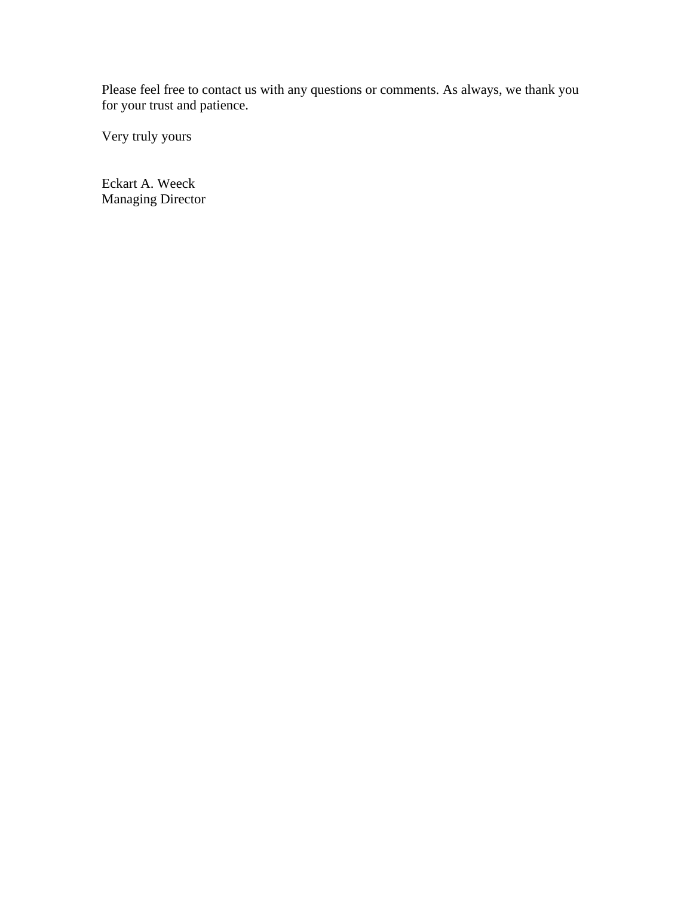Please feel free to contact us with any questions or comments. As always, we thank you for your trust and patience.

Very truly yours

Eckart A. Weeck  
Managing Director